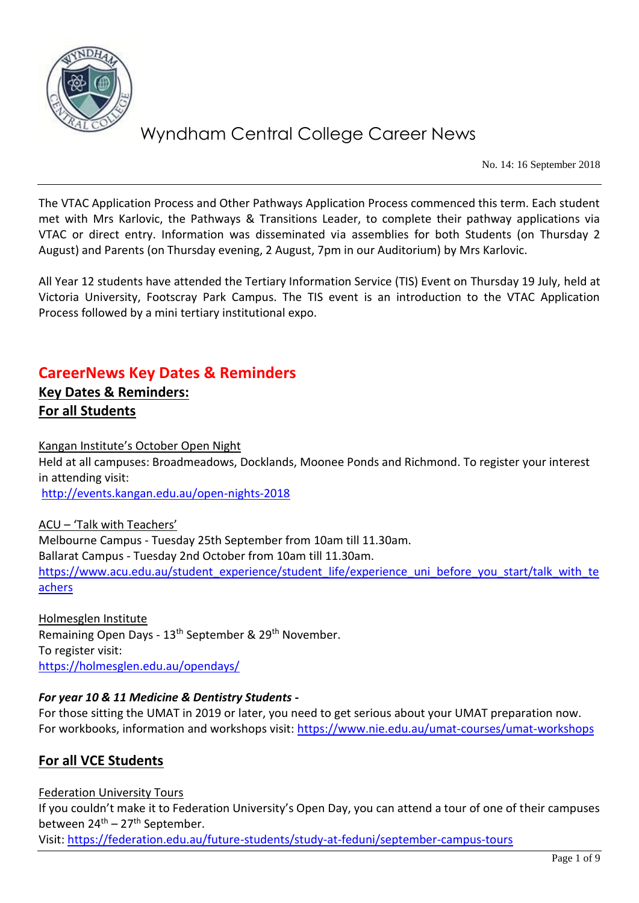# Wyndham Central College Career News

No. 14: 16 September 2018

The VTAC Application Process and Other Pathways Application Process commenced this term. Each student met with Mrs Karlovic, the Pathways & Transitions Leader, to complete their pathway applications via VTAC or direct entry. Information was disseminated via assemblies for both Students (on Thursday 2 August) and Parents (on Thursday evening, 2 August, 7pm in our Auditorium) by Mrs Karlovic.

All Year 12 students have attended the Tertiary Information Service (TIS) Event on Thursday 19 July, held at Victoria University, Footscray Park Campus. The TIS event is an introduction to the VTAC Application Process followed by a mini tertiary institutional expo.

## CareerNews Key Dates & Reminders

### Key Dates & Reminders:

### For all Students

Kangan Institute's October Open Night

Held at all campuses: Broadmeadows, Docklands, Moonee Ponds and Richmond. To register your interest in attending visit:
http://events.kangan.edu.au/open-nights-2018

ACU – 'Talk with Teachers'

Melbourne Campus - Tuesday 25th September from 10am till 11.30am.
Ballarat Campus - Tuesday 2nd October from 10am till 11.30am.
https://www.acu.edu.au/student_experience/student_life/experience_uni_before_you_start/talk_with_teachers

Holmesglen Institute

Remaining Open Days - 13th September & 29th November.
To register visit:
https://holmesglen.edu.au/opendays/

***For year 10 & 11 Medicine & Dentistry Students -***

For those sitting the UMAT in 2019 or later, you need to get serious about your UMAT preparation now. For workbooks, information and workshops visit: https://www.nie.edu.au/umat-courses/umat-workshops

### For all VCE Students

Federation University Tours

If you couldn't make it to Federation University's Open Day, you can attend a tour of one of their campuses between 24th – 27th September.
Visit: https://federation.edu.au/future-students/study-at-feduni/september-campus-tours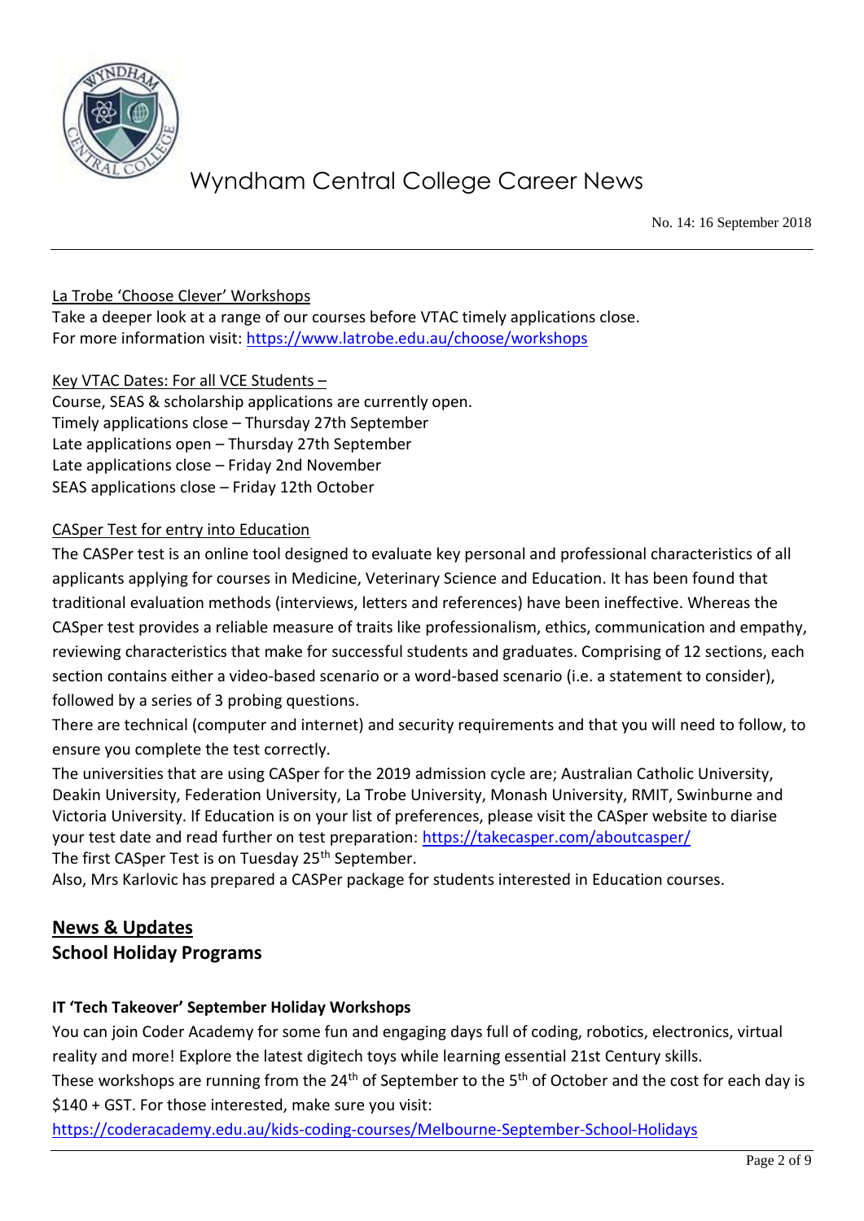La Trobe 'Choose Clever' Workshops

Take a deeper look at a range of our courses before VTAC timely applications close.
For more information visit: https://www.latrobe.edu.au/choose/workshops

Key VTAC Dates: For all VCE Students –

Course, SEAS & scholarship applications are currently open.
Timely applications close – Thursday 27th September
Late applications open – Thursday 27th September
Late applications close – Friday 2nd November
SEAS applications close – Friday 12th October

CASper Test for entry into Education

The CASPer test is an online tool designed to evaluate key personal and professional characteristics of all applicants applying for courses in Medicine, Veterinary Science and Education. It has been found that traditional evaluation methods (interviews, letters and references) have been ineffective. Whereas the CASper test provides a reliable measure of traits like professionalism, ethics, communication and empathy, reviewing characteristics that make for successful students and graduates. Comprising of 12 sections, each section contains either a video-based scenario or a word-based scenario (i.e. a statement to consider), followed by a series of 3 probing questions.

There are technical (computer and internet) and security requirements and that you will need to follow, to ensure you complete the test correctly.

The universities that are using CASper for the 2019 admission cycle are; Australian Catholic University, Deakin University, Federation University, La Trobe University, Monash University, RMIT, Swinburne and Victoria University. If Education is on your list of preferences, please visit the CASper website to diarise your test date and read further on test preparation: https://takecasper.com/aboutcasper/

The first CASper Test is on Tuesday 25th September.

Also, Mrs Karlovic has prepared a CASPer package for students interested in Education courses.

## News & Updates

### School Holiday Programs

**IT 'Tech Takeover' September Holiday Workshops**

You can join Coder Academy for some fun and engaging days full of coding, robotics, electronics, virtual reality and more! Explore the latest digitech toys while learning essential 21st Century skills.

These workshops are running from the 24th of September to the 5th of October and the cost for each day is $140 + GST. For those interested, make sure you visit:

https://coderacademy.edu.au/kids-coding-courses/Melbourne-September-School-Holidays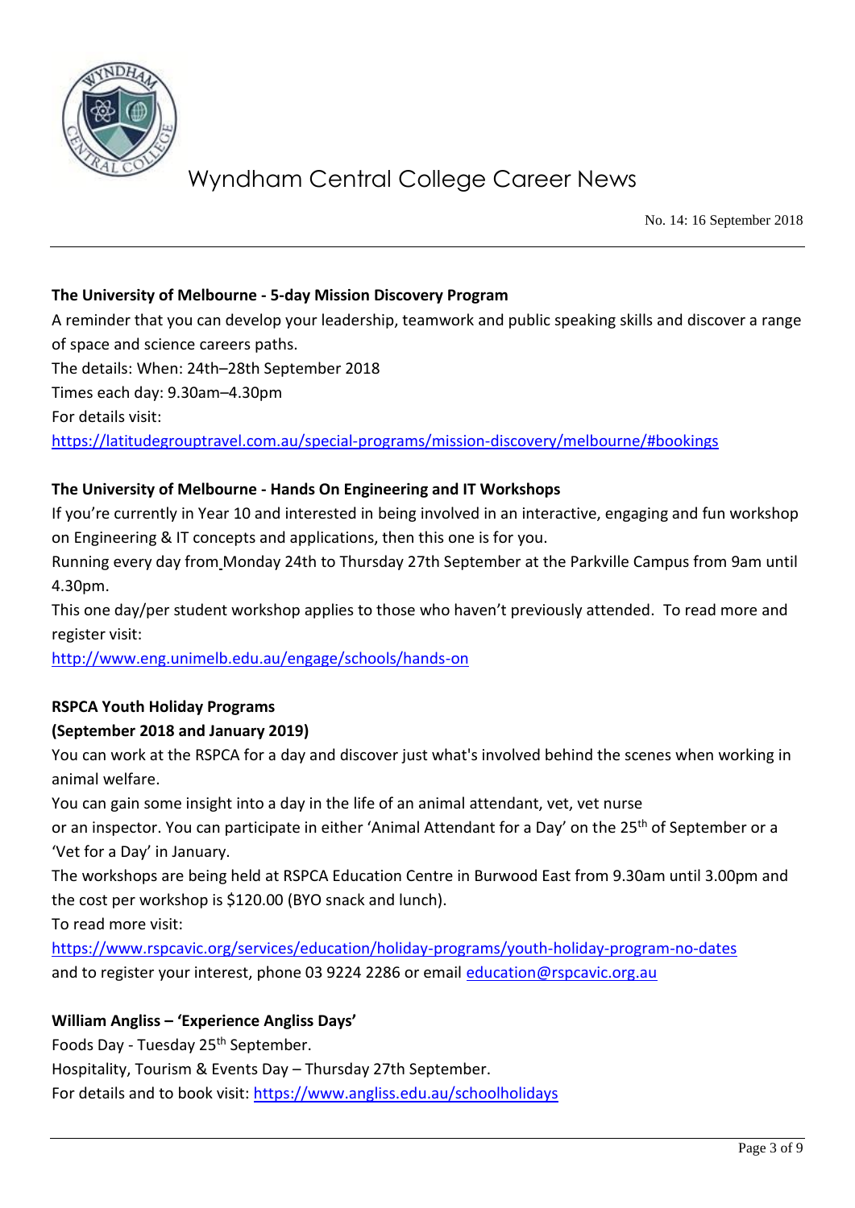**The University of Melbourne - 5-day Mission Discovery Program**

A reminder that you can develop your leadership, teamwork and public speaking skills and discover a range of space and science careers paths.

The details: When: 24th–28th September 2018

Times each day: 9.30am–4.30pm

For details visit:

https://latitudegrouptravel.com.au/special-programs/mission-discovery/melbourne/#bookings

**The University of Melbourne - Hands On Engineering and IT Workshops**

If you're currently in Year 10 and interested in being involved in an interactive, engaging and fun workshop on Engineering & IT concepts and applications, then this one is for you.

Running every day from Monday 24th to Thursday 27th September at the Parkville Campus from 9am until 4.30pm.

This one day/per student workshop applies to those who haven't previously attended. To read more and register visit:

http://www.eng.unimelb.edu.au/engage/schools/hands-on

**RSPCA Youth Holiday Programs**

**(September 2018 and January 2019)**

You can work at the RSPCA for a day and discover just what's involved behind the scenes when working in animal welfare.

You can gain some insight into a day in the life of an animal attendant, vet, vet nurse or an inspector. You can participate in either 'Animal Attendant for a Day' on the 25th of September or a 'Vet for a Day' in January.

The workshops are being held at RSPCA Education Centre in Burwood East from 9.30am until 3.00pm and the cost per workshop is $120.00 (BYO snack and lunch).

To read more visit:

https://www.rspcavic.org/services/education/holiday-programs/youth-holiday-program-no-dates

and to register your interest, phone 03 9224 2286 or email education@rspcavic.org.au

**William Angliss – 'Experience Angliss Days'**

Foods Day - Tuesday 25th September.

Hospitality, Tourism & Events Day – Thursday 27th September.

For details and to book visit: https://www.angliss.edu.au/schoolholidays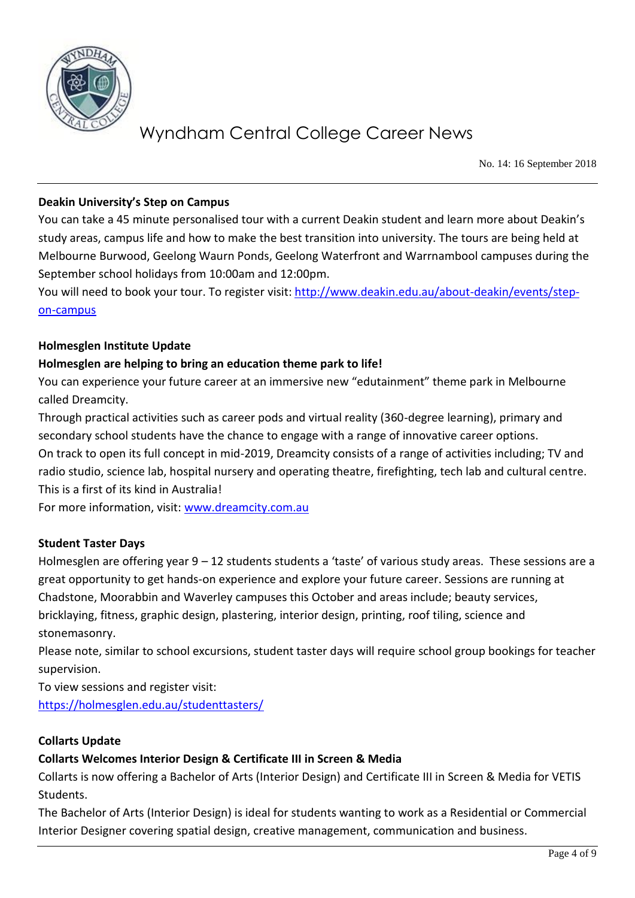**Deakin University's Step on Campus**

You can take a 45 minute personalised tour with a current Deakin student and learn more about Deakin's study areas, campus life and how to make the best transition into university. The tours are being held at Melbourne Burwood, Geelong Waurn Ponds, Geelong Waterfront and Warrnambool campuses during the September school holidays from 10:00am and 12:00pm.

You will need to book your tour. To register visit: [http://www.deakin.edu.au/about-deakin/events/step-on-campus](http://www.deakin.edu.au/about-deakin/events/step-on-campus)

**Holmesglen Institute Update**

**Holmesglen are helping to bring an education theme park to life!**

You can experience your future career at an immersive new "edutainment" theme park in Melbourne called Dreamcity.

Through practical activities such as career pods and virtual reality (360-degree learning), primary and secondary school students have the chance to engage with a range of innovative career options.

On track to open its full concept in mid-2019, Dreamcity consists of a range of activities including; TV and radio studio, science lab, hospital nursery and operating theatre, firefighting, tech lab and cultural centre. This is a first of its kind in Australia!

For more information, visit: [www.dreamcity.com.au](http://www.dreamcity.com.au)

**Student Taster Days**

Holmesglen are offering year 9 – 12 students students a 'taste' of various study areas. These sessions are a great opportunity to get hands-on experience and explore your future career. Sessions are running at Chadstone, Moorabbin and Waverley campuses this October and areas include; beauty services, bricklaying, fitness, graphic design, plastering, interior design, printing, roof tiling, science and stonemasonry.

Please note, similar to school excursions, student taster days will require school group bookings for teacher supervision.

To view sessions and register visit:
[https://holmesglen.edu.au/studenttasters/](https://holmesglen.edu.au/studenttasters/)

**Collarts Update**

**Collarts Welcomes Interior Design & Certificate III in Screen & Media**

Collarts is now offering a Bachelor of Arts (Interior Design) and Certificate III in Screen & Media for VETIS Students.

The Bachelor of Arts (Interior Design) is ideal for students wanting to work as a Residential or Commercial Interior Designer covering spatial design, creative management, communication and business.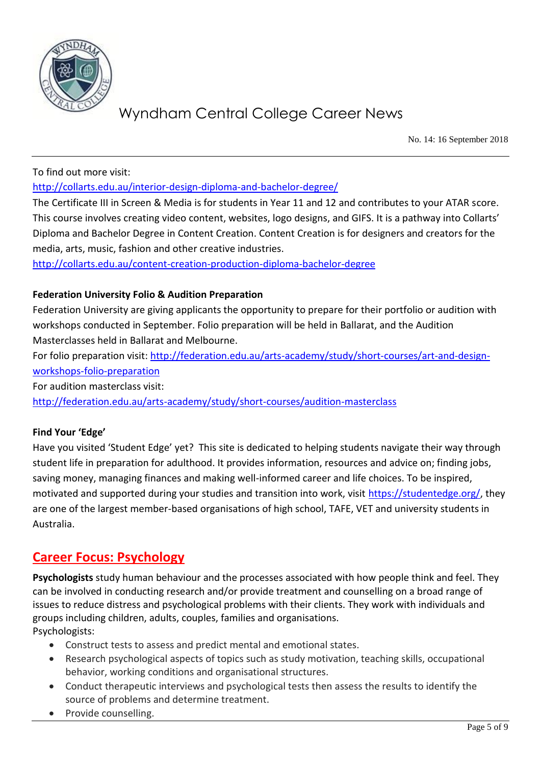To find out more visit:
http://collarts.edu.au/interior-design-diploma-and-bachelor-degree/
The Certificate III in Screen & Media is for students in Year 11 and 12 and contributes to your ATAR score. This course involves creating video content, websites, logo designs, and GIFS. It is a pathway into Collarts' Diploma and Bachelor Degree in Content Creation. Content Creation is for designers and creators for the media, arts, music, fashion and other creative industries.
http://collarts.edu.au/content-creation-production-diploma-bachelor-degree

**Federation University Folio & Audition Preparation**

Federation University are giving applicants the opportunity to prepare for their portfolio or audition with workshops conducted in September. Folio preparation will be held in Ballarat, and the Audition Masterclasses held in Ballarat and Melbourne.
For folio preparation visit: http://federation.edu.au/arts-academy/study/short-courses/art-and-design-workshops-folio-preparation
For audition masterclass visit:
http://federation.edu.au/arts-academy/study/short-courses/audition-masterclass

**Find Your 'Edge'**

Have you visited 'Student Edge' yet? This site is dedicated to helping students navigate their way through student life in preparation for adulthood. It provides information, resources and advice on; finding jobs, saving money, managing finances and making well-informed career and life choices. To be inspired, motivated and supported during your studies and transition into work, visit https://studentedge.org/, they are one of the largest member-based organisations of high school, TAFE, VET and university students in Australia.

## Career Focus: Psychology

**Psychologists** study human behaviour and the processes associated with how people think and feel. They can be involved in conducting research and/or provide treatment and counselling on a broad range of issues to reduce distress and psychological problems with their clients. They work with individuals and groups including children, adults, couples, families and organisations.
Psychologists:

- Construct tests to assess and predict mental and emotional states.
- Research psychological aspects of topics such as study motivation, teaching skills, occupational behavior, working conditions and organisational structures.
- Conduct therapeutic interviews and psychological tests then assess the results to identify the source of problems and determine treatment.
- Provide counselling.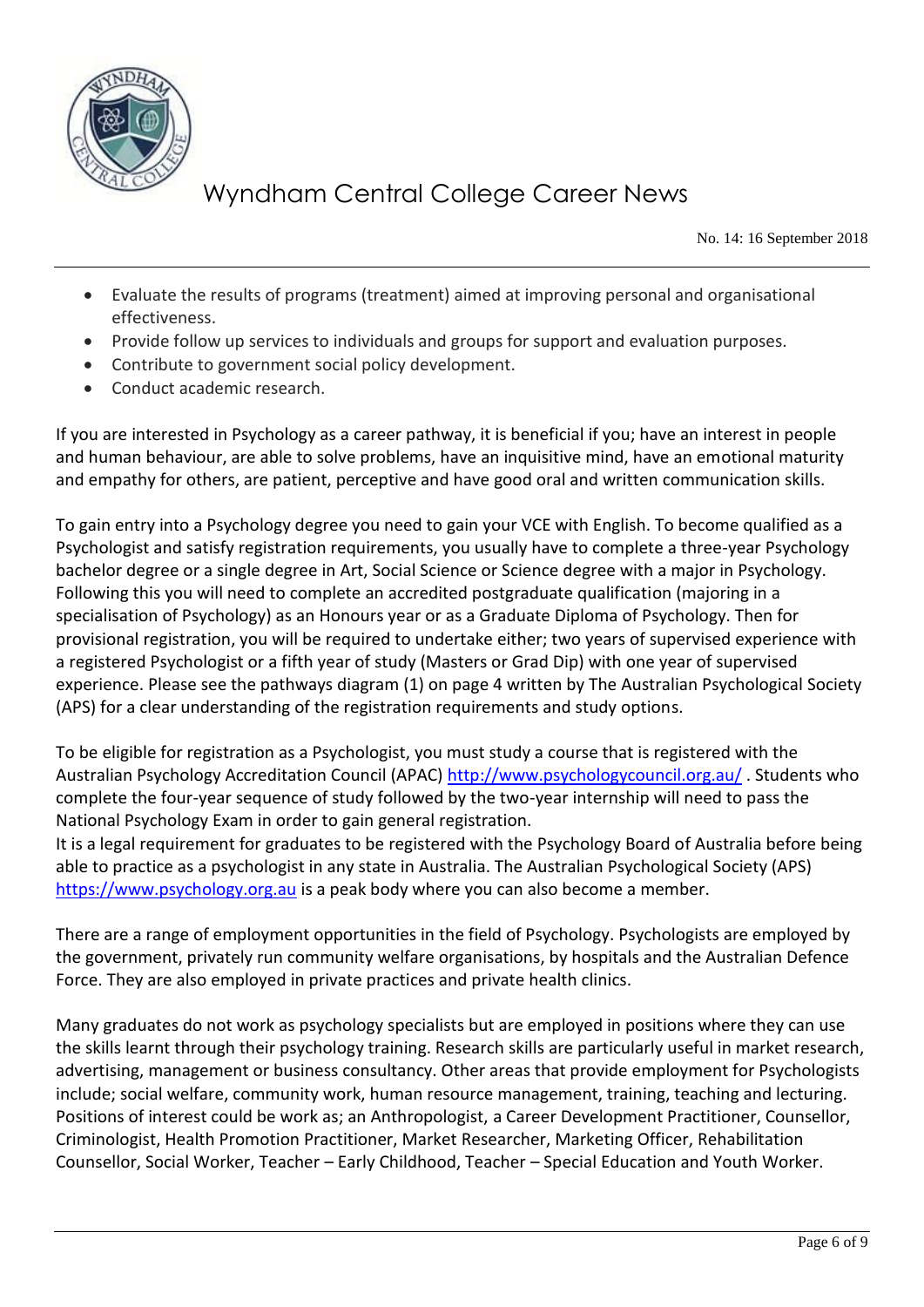- Evaluate the results of programs (treatment) aimed at improving personal and organisational effectiveness.
- Provide follow up services to individuals and groups for support and evaluation purposes.
- Contribute to government social policy development.
- Conduct academic research.

If you are interested in Psychology as a career pathway, it is beneficial if you; have an interest in people and human behaviour, are able to solve problems, have an inquisitive mind, have an emotional maturity and empathy for others, are patient, perceptive and have good oral and written communication skills.

To gain entry into a Psychology degree you need to gain your VCE with English. To become qualified as a Psychologist and satisfy registration requirements, you usually have to complete a three-year Psychology bachelor degree or a single degree in Art, Social Science or Science degree with a major in Psychology. Following this you will need to complete an accredited postgraduate qualification (majoring in a specialisation of Psychology) as an Honours year or as a Graduate Diploma of Psychology. Then for provisional registration, you will be required to undertake either; two years of supervised experience with a registered Psychologist or a fifth year of study (Masters or Grad Dip) with one year of supervised experience. Please see the pathways diagram (1) on page 4 written by The Australian Psychological Society (APS) for a clear understanding of the registration requirements and study options.

To be eligible for registration as a Psychologist, you must study a course that is registered with the Australian Psychology Accreditation Council (APAC) http://www.psychologycouncil.org.au/ . Students who complete the four-year sequence of study followed by the two-year internship will need to pass the National Psychology Exam in order to gain general registration.
It is a legal requirement for graduates to be registered with the Psychology Board of Australia before being able to practice as a psychologist in any state in Australia. The Australian Psychological Society (APS) https://www.psychology.org.au is a peak body where you can also become a member.

There are a range of employment opportunities in the field of Psychology. Psychologists are employed by the government, privately run community welfare organisations, by hospitals and the Australian Defence Force. They are also employed in private practices and private health clinics.

Many graduates do not work as psychology specialists but are employed in positions where they can use the skills learnt through their psychology training. Research skills are particularly useful in market research, advertising, management or business consultancy. Other areas that provide employment for Psychologists include; social welfare, community work, human resource management, training, teaching and lecturing. Positions of interest could be work as; an Anthropologist, a Career Development Practitioner, Counsellor, Criminologist, Health Promotion Practitioner, Market Researcher, Marketing Officer, Rehabilitation Counsellor, Social Worker, Teacher – Early Childhood, Teacher – Special Education and Youth Worker.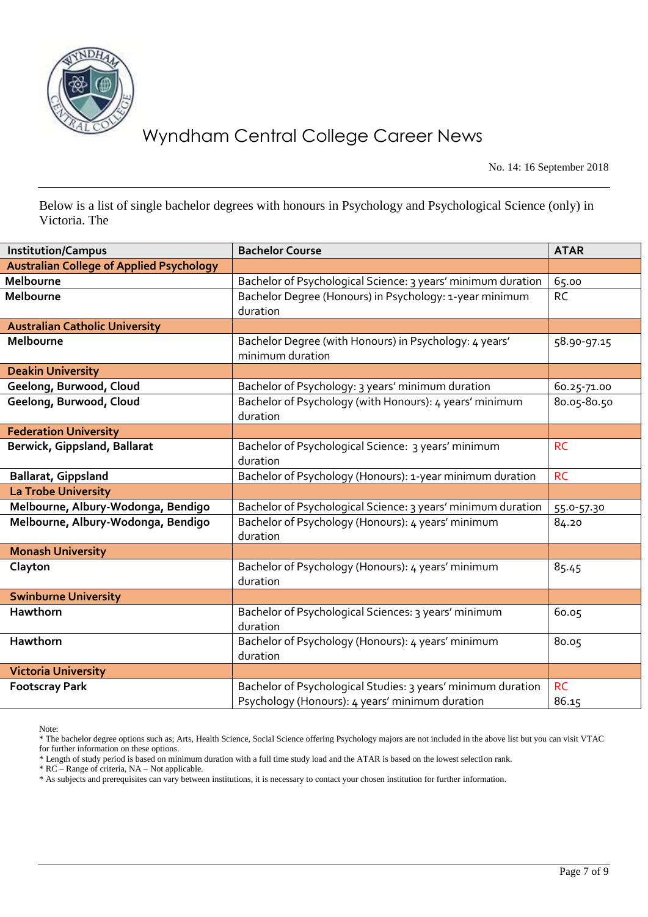Below is a list of single bachelor degrees with honours in Psychology and Psychological Science (only) in Victoria. The

| Institution/Campus | Bachelor Course | ATAR |
| --- | --- | --- |
| **Australian College of Applied Psychology** | | |
| **Melbourne** | Bachelor of Psychological Science: 3 years' minimum duration | 65.00 |
| **Melbourne** | Bachelor Degree (Honours) in Psychology: 1-year minimum duration | RC |
| **Australian Catholic University** | | |
| **Melbourne** | Bachelor Degree (with Honours) in Psychology: 4 years' minimum duration | 58.90-97.15 |
| **Deakin University** | | |
| **Geelong, Burwood, Cloud** | Bachelor of Psychology: 3 years' minimum duration | 60.25-71.00 |
| **Geelong, Burwood, Cloud** | Bachelor of Psychology (with Honours): 4 years' minimum duration | 80.05-80.50 |
| **Federation University** | | |
| **Berwick, Gippsland, Ballarat** | Bachelor of Psychological Science: 3 years' minimum duration | RC |
| **Ballarat, Gippsland** | Bachelor of Psychology (Honours): 1-year minimum duration | RC |
| **La Trobe University** | | |
| **Melbourne, Albury-Wodonga, Bendigo** | Bachelor of Psychological Science: 3 years' minimum duration | 55.0-57.30 |
| **Melbourne, Albury-Wodonga, Bendigo** | Bachelor of Psychology (Honours): 4 years' minimum duration | 84.20 |
| **Monash University** | | |
| **Clayton** | Bachelor of Psychology (Honours): 4 years' minimum duration | 85.45 |
| **Swinburne University** | | |
| **Hawthorn** | Bachelor of Psychological Sciences: 3 years' minimum duration | 60.05 |
| **Hawthorn** | Bachelor of Psychology (Honours): 4 years' minimum duration | 80.05 |
| **Victoria University** | | |
| **Footscray Park** | Bachelor of Psychological Studies: 3 years' minimum duration<br>Psychology (Honours): 4 years' minimum duration | RC<br>86.15 |

Note:
* The bachelor degree options such as; Arts, Health Science, Social Science offering Psychology majors are not included in the above list but you can visit VTAC for further information on these options.
* Length of study period is based on minimum duration with a full time study load and the ATAR is based on the lowest selection rank.
* RC – Range of criteria, NA – Not applicable.
* As subjects and prerequisites can vary between institutions, it is necessary to contact your chosen institution for further information.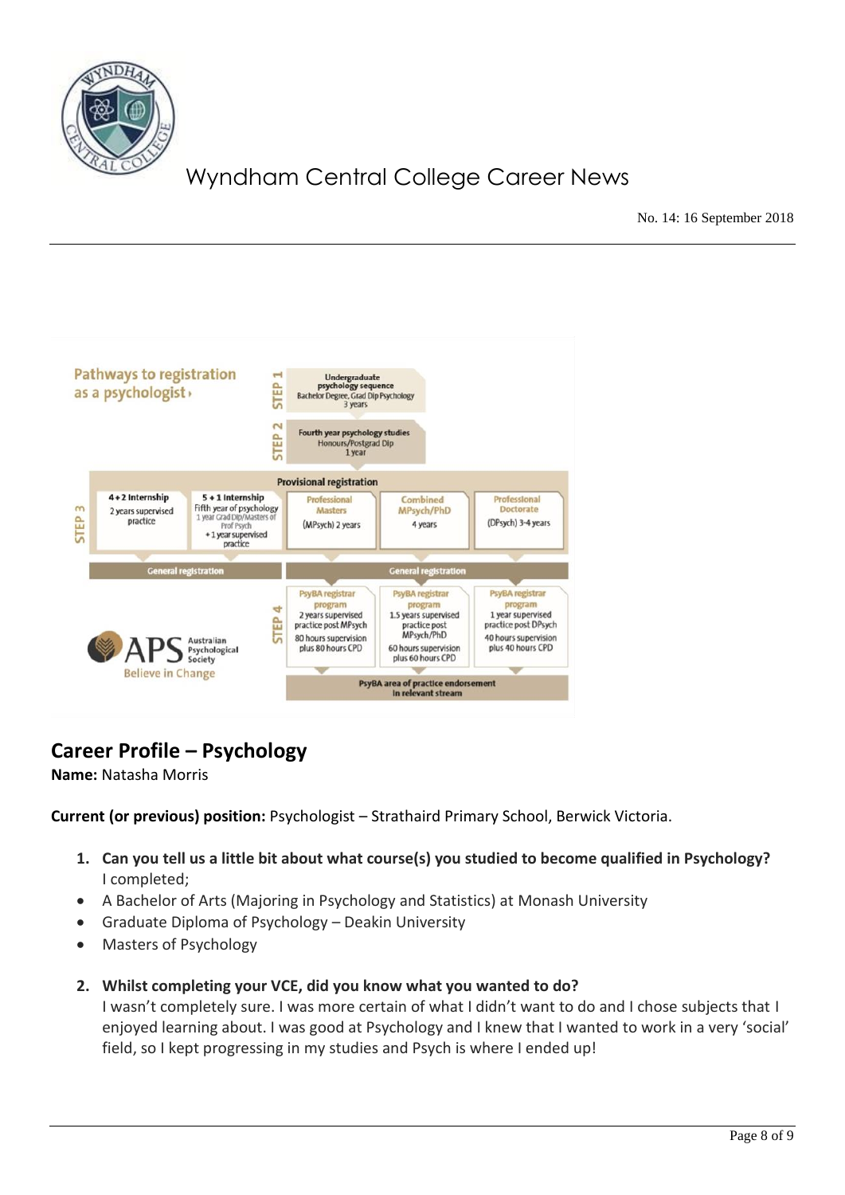Pathways to registration as a psychologist

**STEP 1** — Undergraduate psychology sequence: Bachelor Degree, Grad Dip Psychology, 3 years

**STEP 2** — Fourth year psychology studies: Honours/Postgrad Dip, 1 year

**Provisional registration**

**STEP 3**

| 4+2 Internship | 5+1 Internship | Professional Masters | Combined MPsych/PhD | Professional Doctorate |
|---|---|---|---|---|
| 2 years supervised practice | Fifth year of psychology 1 year Grad Dip/Masters of Prof Psych + 1 year supervised practice | (MPsych) 2 years | 4 years | (DPsych) 3-4 years |
| General registration | | General registration | | |

**STEP 4**

| PsyBA registrar program | PsyBA registrar program | PsyBA registrar program |
|---|---|---|
| 2 years supervised practice post MPsych | 1.5 years supervised practice post MPsych/PhD | 1 year supervised practice post DPsych |
| 80 hours supervision plus 80 hours CPD | 60 hours supervision plus 60 hours CPD | 40 hours supervision plus 40 hours CPD |

PsyBA area of practice endorsement in relevant stream

APS Australian Psychological Society — Believe in Change

## Career Profile – Psychology

**Name:** Natasha Morris

**Current (or previous) position:** Psychologist – Strathaird Primary School, Berwick Victoria.

1. **Can you tell us a little bit about what course(s) you studied to become qualified in Psychology?**
   I completed;

- A Bachelor of Arts (Majoring in Psychology and Statistics) at Monash University
- Graduate Diploma of Psychology – Deakin University
- Masters of Psychology

2. **Whilst completing your VCE, did you know what you wanted to do?**
   I wasn't completely sure. I was more certain of what I didn't want to do and I chose subjects that I enjoyed learning about. I was good at Psychology and I knew that I wanted to work in a very 'social' field, so I kept progressing in my studies and Psych is where I ended up!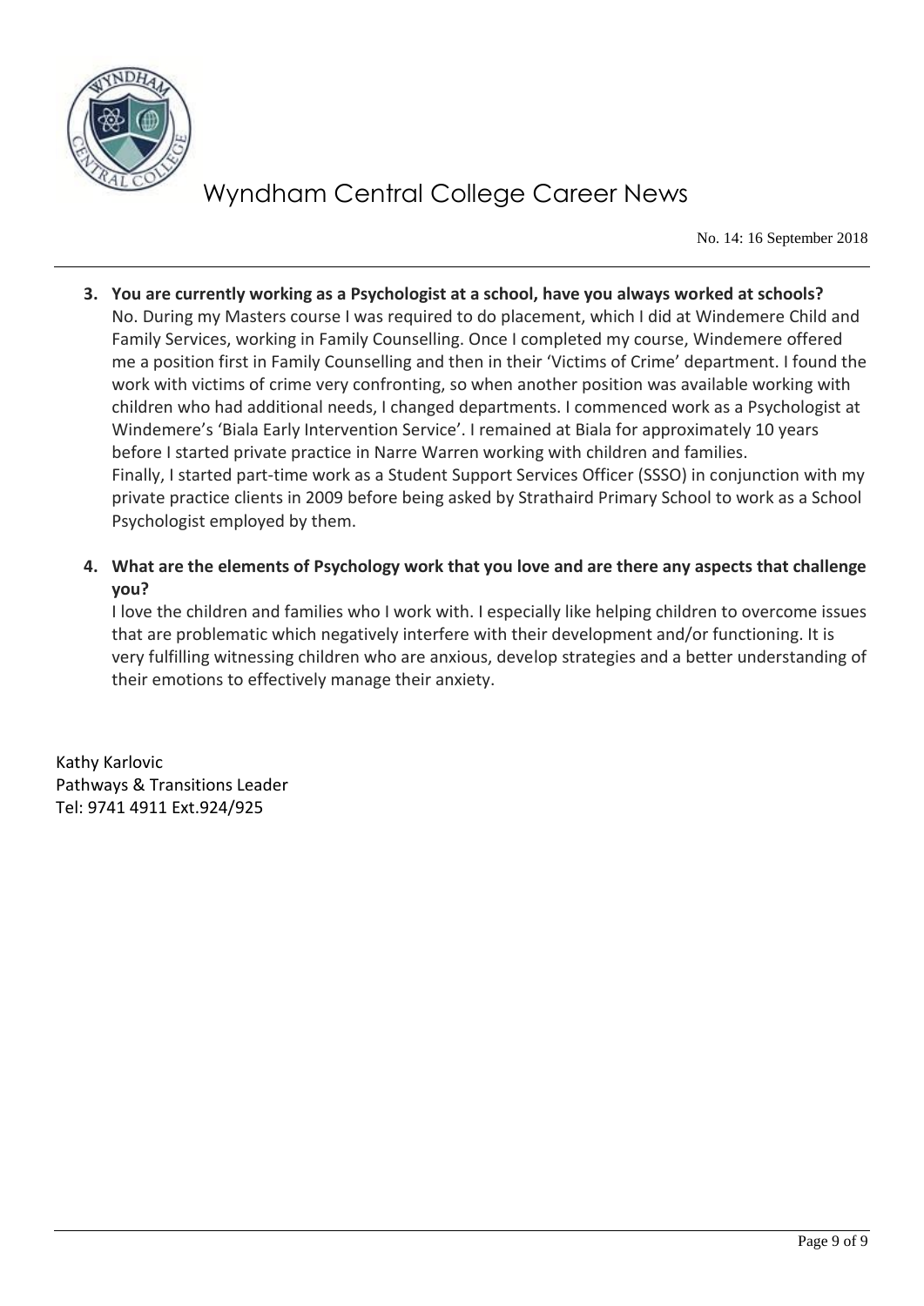3. **You are currently working as a Psychologist at a school, have you always worked at schools?**
   No. During my Masters course I was required to do placement, which I did at Windemere Child and Family Services, working in Family Counselling. Once I completed my course, Windemere offered me a position first in Family Counselling and then in their 'Victims of Crime' department. I found the work with victims of crime very confronting, so when another position was available working with children who had additional needs, I changed departments. I commenced work as a Psychologist at Windemere's 'Biala Early Intervention Service'. I remained at Biala for approximately 10 years before I started private practice in Narre Warren working with children and families.
   Finally, I started part-time work as a Student Support Services Officer (SSSO) in conjunction with my private practice clients in 2009 before being asked by Strathaird Primary School to work as a School Psychologist employed by them.

4. **What are the elements of Psychology work that you love and are there any aspects that challenge you?**
   I love the children and families who I work with. I especially like helping children to overcome issues that are problematic which negatively interfere with their development and/or functioning. It is very fulfilling witnessing children who are anxious, develop strategies and a better understanding of their emotions to effectively manage their anxiety.

Kathy Karlovic
Pathways & Transitions Leader
Tel: 9741 4911 Ext.924/925